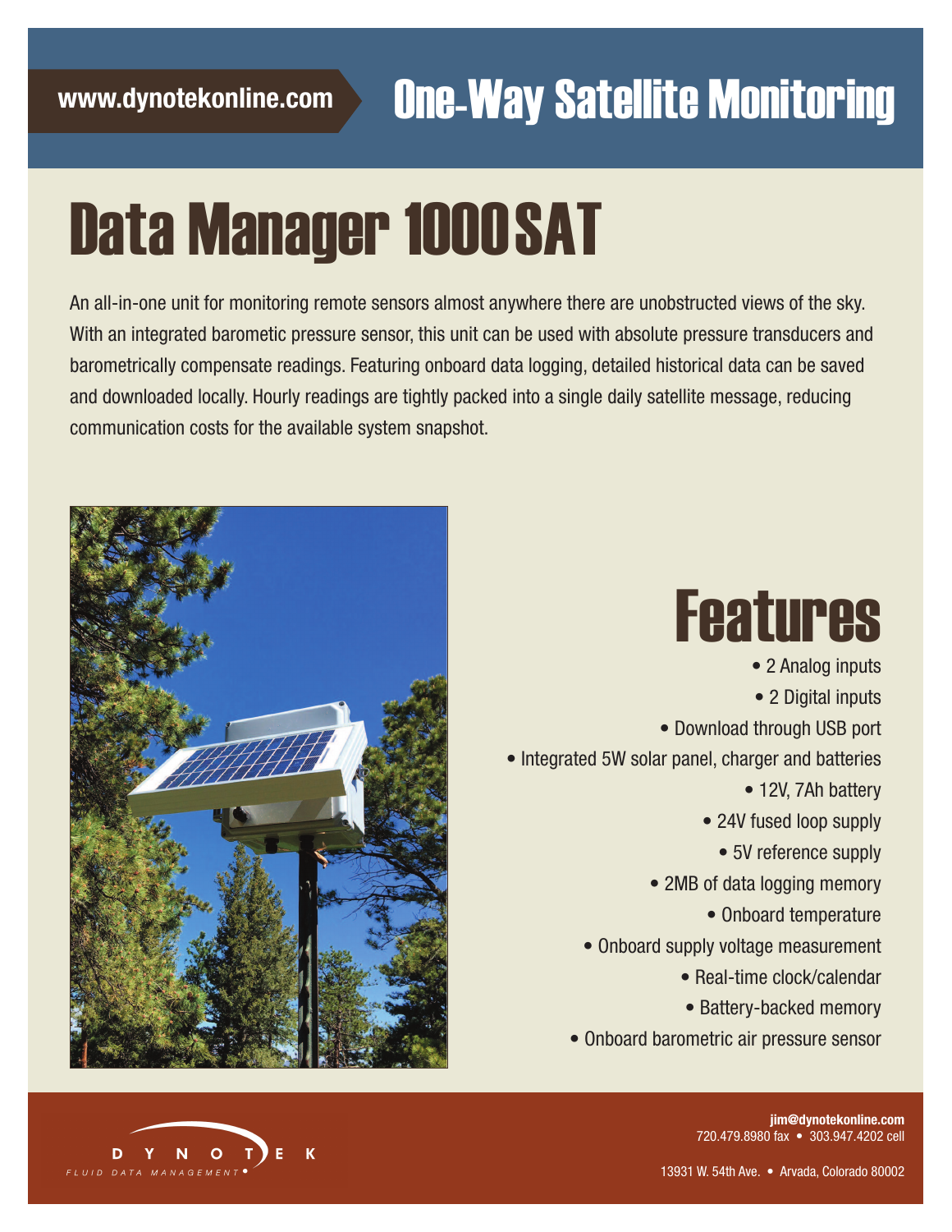www.dynotekonline.com

# One-Way Satellite Monitoring

# Data Manager 1000SAT

An all-in-one unit for monitoring remote sensors almost anywhere there are unobstructed views of the sky. With an integrated barometic pressure sensor, this unit can be used with absolute pressure transducers and barometrically compensate readings. Featuring onboard data logging, detailed historical data can be saved and downloaded locally. Hourly readings are tightly packed into a single daily satellite message, reducing communication costs for the available system snapshot.

## Features

- 2 Analog inputs
- 2 Digital inputs
- Download through USB port
- Integrated 5W solar panel, charger and batteries
- 12V, 7Ah battery
- 24V fused loop supply
- 5V reference supply
- 2MB of data logging memory
- Onboard temperature
- Onboard supply voltage measurement
- Real-time clock/calendar
- Battery-backed memory
- Onboard barometric air pressure sensor

DYNOTEK
FLUID DATA MANAGEMENT

**jim@dynotekonline.com**
720.479.8980 fax • 303.947.4202 cell

13931 W. 54th Ave. • Arvada, Colorado 80002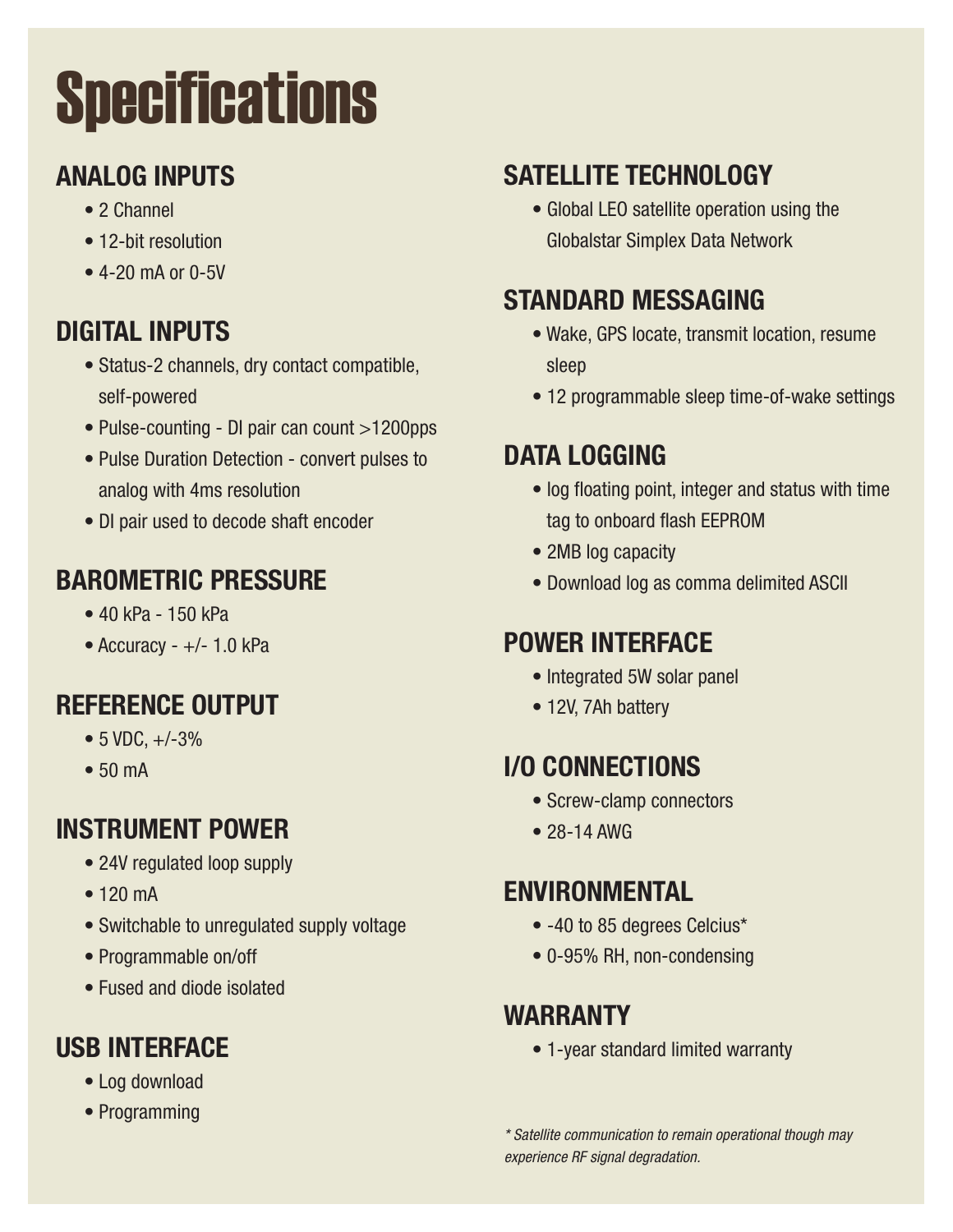# Specifications

## ANALOG INPUTS

- 2 Channel
- 12-bit resolution
- 4-20 mA or 0-5V

## DIGITAL INPUTS

- Status-2 channels, dry contact compatible, self-powered
- Pulse-counting - DI pair can count >1200pps
- Pulse Duration Detection - convert pulses to analog with 4ms resolution
- DI pair used to decode shaft encoder

## BAROMETRIC PRESSURE

- 40 kPa - 150 kPa
- Accuracy - +/- 1.0 kPa

## REFERENCE OUTPUT

- 5 VDC, +/-3%
- 50 mA

## INSTRUMENT POWER

- 24V regulated loop supply
- 120 mA
- Switchable to unregulated supply voltage
- Programmable on/off
- Fused and diode isolated

## USB INTERFACE

- Log download
- Programming

## SATELLITE TECHNOLOGY

- Global LEO satellite operation using the Globalstar Simplex Data Network

## STANDARD MESSAGING

- Wake, GPS locate, transmit location, resume sleep
- 12 programmable sleep time-of-wake settings

## DATA LOGGING

- log floating point, integer and status with time tag to onboard flash EEPROM
- 2MB log capacity
- Download log as comma delimited ASCII

## POWER INTERFACE

- Integrated 5W solar panel
- 12V, 7Ah battery

## I/O CONNECTIONS

- Screw-clamp connectors
- 28-14 AWG

## ENVIRONMENTAL

- -40 to 85 degrees Celcius*
- 0-95% RH, non-condensing

## WARRANTY

- 1-year standard limited warranty

*\* Satellite communication to remain operational though may experience RF signal degradation.*